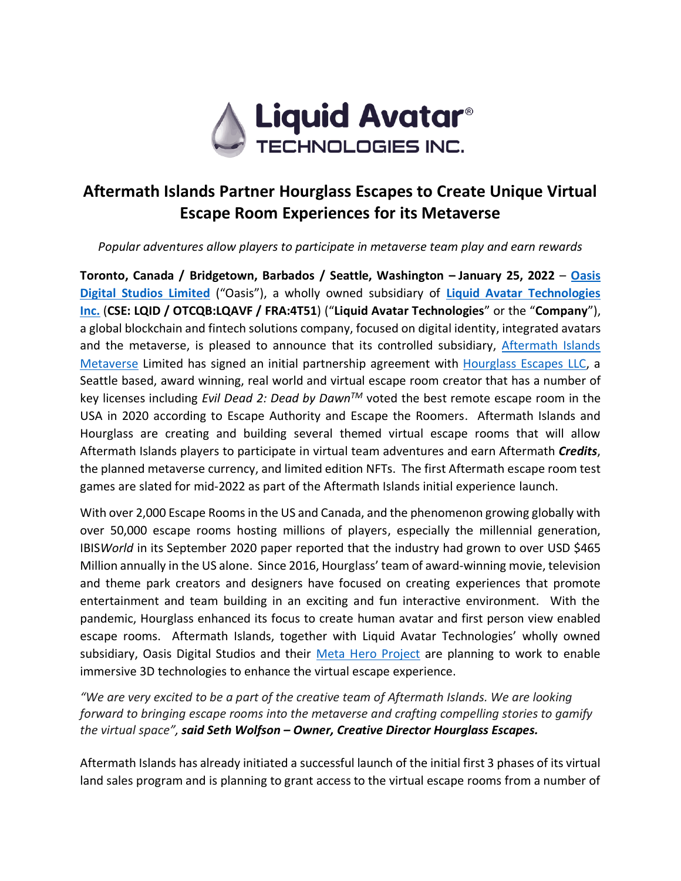# Aftermath Islands Partner Hourglass Escapes to Create Unique Virtual Escape Room Experiences for its Metaverse

*Popular adventures allow players to participate in metaverse team play and earn rewards*

**Toronto, Canada / Bridgetown, Barbados / Seattle, Washington – January 25, 2022** – **Oasis Digital Studios Limited** ("Oasis"), a wholly owned subsidiary of **Liquid Avatar Technologies Inc.** (**CSE: LQID / OTCQB:LQAVF / FRA:4T51**) ("**Liquid Avatar Technologies**" or the "**Company**"), a global blockchain and fintech solutions company, focused on digital identity, integrated avatars and the metaverse, is pleased to announce that its controlled subsidiary, Aftermath Islands Metaverse Limited has signed an initial partnership agreement with Hourglass Escapes LLC, a Seattle based, award winning, real world and virtual escape room creator that has a number of key licenses including *Evil Dead 2: Dead by Dawn*™ voted the best remote escape room in the USA in 2020 according to Escape Authority and Escape the Roomers. Aftermath Islands and Hourglass are creating and building several themed virtual escape rooms that will allow Aftermath Islands players to participate in virtual team adventures and earn Aftermath ***Credits***, the planned metaverse currency, and limited edition NFTs. The first Aftermath escape room test games are slated for mid-2022 as part of the Aftermath Islands initial experience launch.

With over 2,000 Escape Rooms in the US and Canada, and the phenomenon growing globally with over 50,000 escape rooms hosting millions of players, especially the millennial generation, IBIS*World* in its September 2020 paper reported that the industry had grown to over USD $465 Million annually in the US alone. Since 2016, Hourglass' team of award-winning movie, television and theme park creators and designers have focused on creating experiences that promote entertainment and team building in an exciting and fun interactive environment. With the pandemic, Hourglass enhanced its focus to create human avatar and first person view enabled escape rooms. Aftermath Islands, together with Liquid Avatar Technologies' wholly owned subsidiary, Oasis Digital Studios and their Meta Hero Project are planning to work to enable immersive 3D technologies to enhance the virtual escape experience.

*"We are very excited to be a part of the creative team of Aftermath Islands. We are looking forward to bringing escape rooms into the metaverse and crafting compelling stories to gamify the virtual space",* ***said Seth Wolfson – Owner, Creative Director Hourglass Escapes.***

Aftermath Islands has already initiated a successful launch of the initial first 3 phases of its virtual land sales program and is planning to grant access to the virtual escape rooms from a number of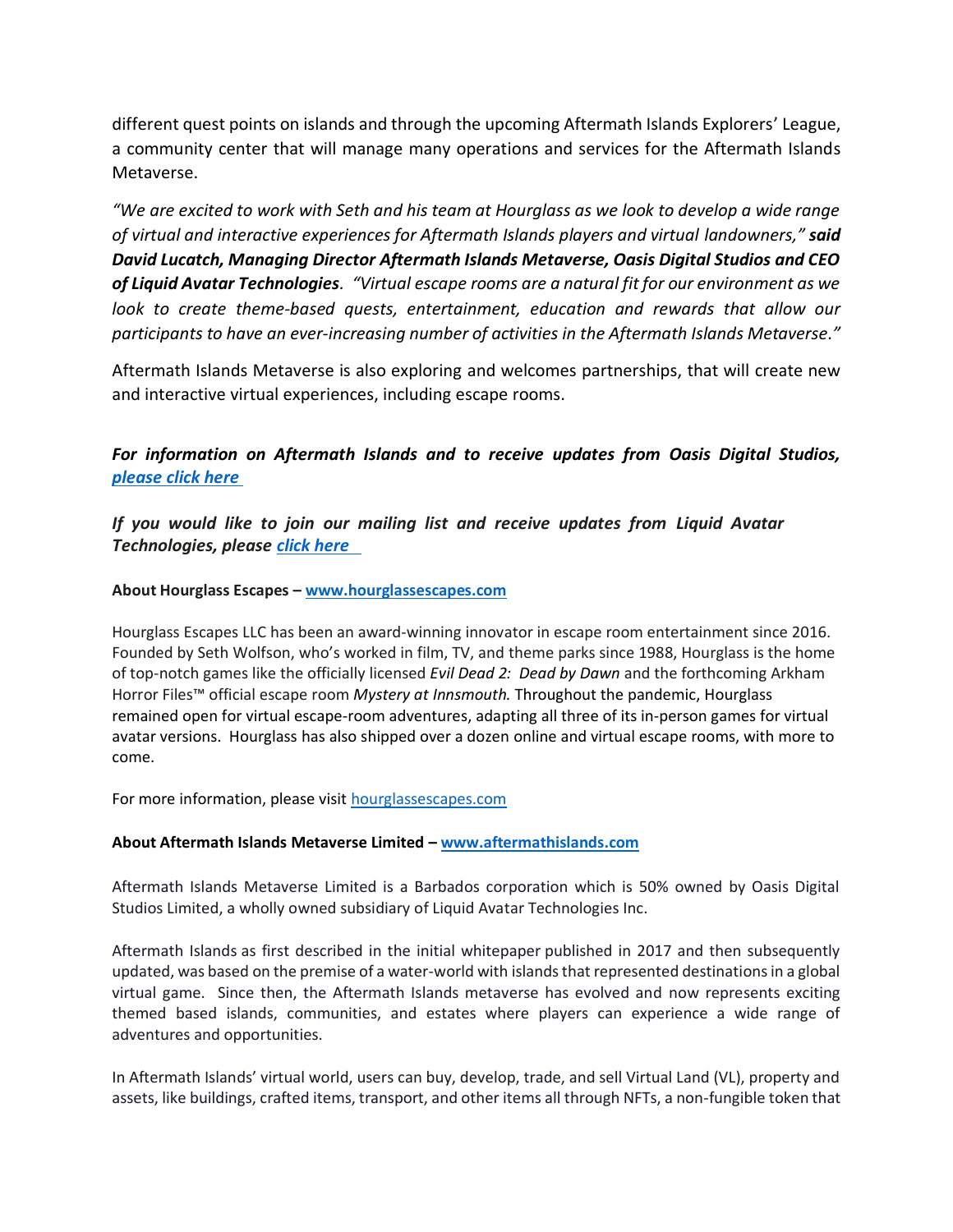different quest points on islands and through the upcoming Aftermath Islands Explorers' League, a community center that will manage many operations and services for the Aftermath Islands Metaverse.

*"We are excited to work with Seth and his team at Hourglass as we look to develop a wide range of virtual and interactive experiences for Aftermath Islands players and virtual landowners,"* ***said David Lucatch, Managing Director Aftermath Islands Metaverse, Oasis Digital Studios and CEO of Liquid Avatar Technologies****. "Virtual escape rooms are a natural fit for our environment as we look to create theme-based quests, entertainment, education and rewards that allow our participants to have an ever-increasing number of activities in the Aftermath Islands Metaverse."*

Aftermath Islands Metaverse is also exploring and welcomes partnerships, that will create new and interactive virtual experiences, including escape rooms.

***For information on Aftermath Islands and to receive updates from Oasis Digital Studios, [please click here](#)***

***If you would like to join our mailing list and receive updates from Liquid Avatar Technologies, please [click here](#)***

**About Hourglass Escapes – [www.hourglassescapes.com](www.hourglassescapes.com)**

Hourglass Escapes LLC has been an award-winning innovator in escape room entertainment since 2016. Founded by Seth Wolfson, who's worked in film, TV, and theme parks since 1988, Hourglass is the home of top-notch games like the officially licensed *Evil Dead 2: Dead by Dawn* and the forthcoming Arkham Horror Files™ official escape room *Mystery at Innsmouth.* Throughout the pandemic, Hourglass remained open for virtual escape-room adventures, adapting all three of its in-person games for virtual avatar versions. Hourglass has also shipped over a dozen online and virtual escape rooms, with more to come.

For more information, please visit [hourglassescapes.com](hourglassescapes.com)

**About Aftermath Islands Metaverse Limited – [www.aftermathislands.com](www.aftermathislands.com)**

Aftermath Islands Metaverse Limited is a Barbados corporation which is 50% owned by Oasis Digital Studios Limited, a wholly owned subsidiary of Liquid Avatar Technologies Inc.

Aftermath Islands as first described in the initial whitepaper published in 2017 and then subsequently updated, was based on the premise of a water-world with islands that represented destinations in a global virtual game. Since then, the Aftermath Islands metaverse has evolved and now represents exciting themed based islands, communities, and estates where players can experience a wide range of adventures and opportunities.

In Aftermath Islands' virtual world, users can buy, develop, trade, and sell Virtual Land (VL), property and assets, like buildings, crafted items, transport, and other items all through NFTs, a non-fungible token that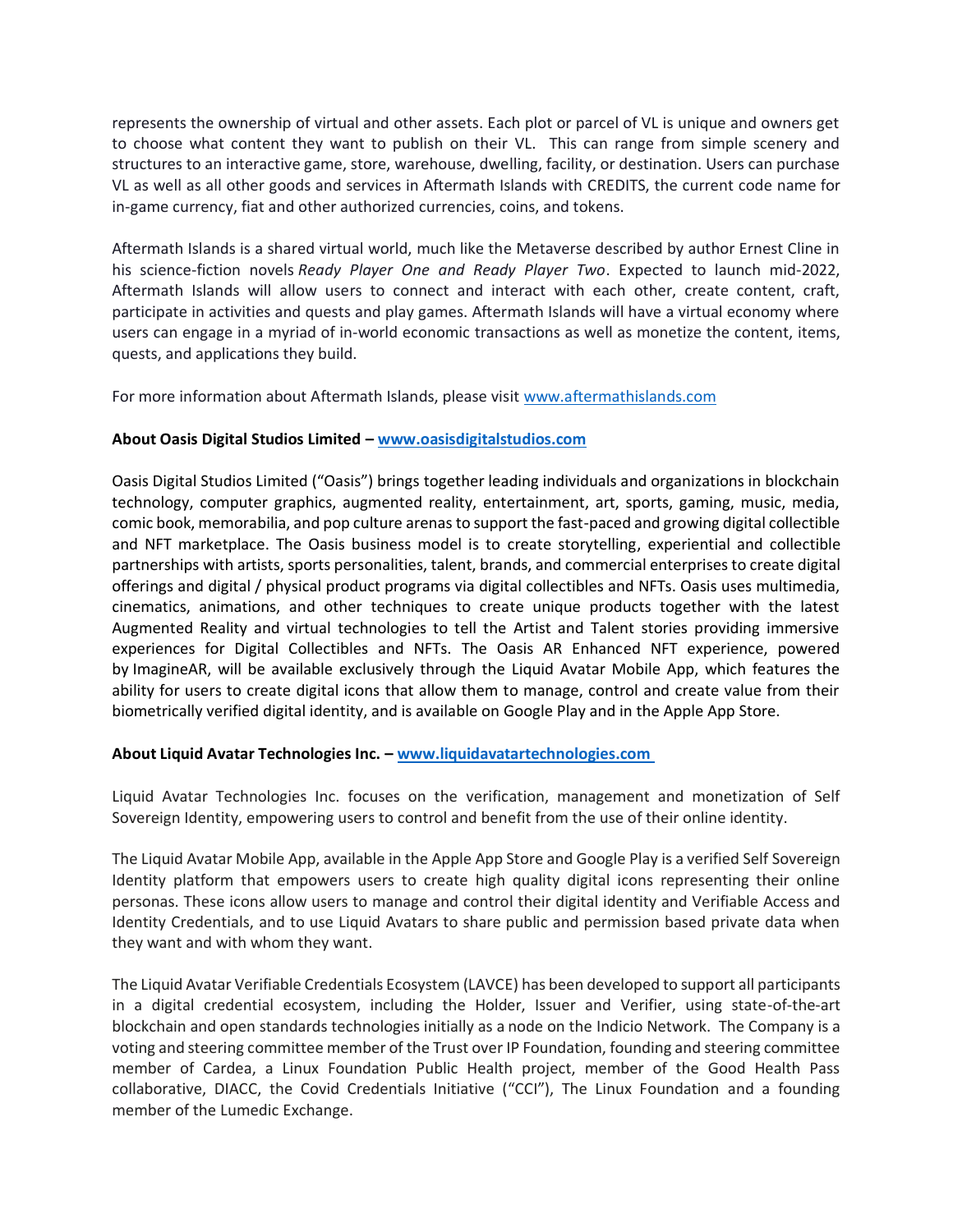represents the ownership of virtual and other assets. Each plot or parcel of VL is unique and owners get to choose what content they want to publish on their VL. This can range from simple scenery and structures to an interactive game, store, warehouse, dwelling, facility, or destination. Users can purchase VL as well as all other goods and services in Aftermath Islands with CREDITS, the current code name for in-game currency, fiat and other authorized currencies, coins, and tokens.

Aftermath Islands is a shared virtual world, much like the Metaverse described by author Ernest Cline in his science-fiction novels *Ready Player One and Ready Player Two*. Expected to launch mid-2022, Aftermath Islands will allow users to connect and interact with each other, create content, craft, participate in activities and quests and play games. Aftermath Islands will have a virtual economy where users can engage in a myriad of in-world economic transactions as well as monetize the content, items, quests, and applications they build.

For more information about Aftermath Islands, please visit [www.aftermathislands.com](http://www.aftermathislands.com)

**About Oasis Digital Studios Limited – [www.oasisdigitalstudios.com](http://www.oasisdigitalstudios.com)**

Oasis Digital Studios Limited ("Oasis") brings together leading individuals and organizations in blockchain technology, computer graphics, augmented reality, entertainment, art, sports, gaming, music, media, comic book, memorabilia, and pop culture arenas to support the fast-paced and growing digital collectible and NFT marketplace. The Oasis business model is to create storytelling, experiential and collectible partnerships with artists, sports personalities, talent, brands, and commercial enterprises to create digital offerings and digital / physical product programs via digital collectibles and NFTs. Oasis uses multimedia, cinematics, animations, and other techniques to create unique products together with the latest Augmented Reality and virtual technologies to tell the Artist and Talent stories providing immersive experiences for Digital Collectibles and NFTs. The Oasis AR Enhanced NFT experience, powered by ImagineAR, will be available exclusively through the Liquid Avatar Mobile App, which features the ability for users to create digital icons that allow them to manage, control and create value from their biometrically verified digital identity, and is available on Google Play and in the Apple App Store.

**About Liquid Avatar Technologies Inc. – [www.liquidavatartechnologies.com](http://www.liquidavatartechnologies.com)**

Liquid Avatar Technologies Inc. focuses on the verification, management and monetization of Self Sovereign Identity, empowering users to control and benefit from the use of their online identity.

The Liquid Avatar Mobile App, available in the Apple App Store and Google Play is a verified Self Sovereign Identity platform that empowers users to create high quality digital icons representing their online personas. These icons allow users to manage and control their digital identity and Verifiable Access and Identity Credentials, and to use Liquid Avatars to share public and permission based private data when they want and with whom they want.

The Liquid Avatar Verifiable Credentials Ecosystem (LAVCE) has been developed to support all participants in a digital credential ecosystem, including the Holder, Issuer and Verifier, using state-of-the-art blockchain and open standards technologies initially as a node on the Indicio Network. The Company is a voting and steering committee member of the Trust over IP Foundation, founding and steering committee member of Cardea, a Linux Foundation Public Health project, member of the Good Health Pass collaborative, DIACC, the Covid Credentials Initiative ("CCI"), The Linux Foundation and a founding member of the Lumedic Exchange.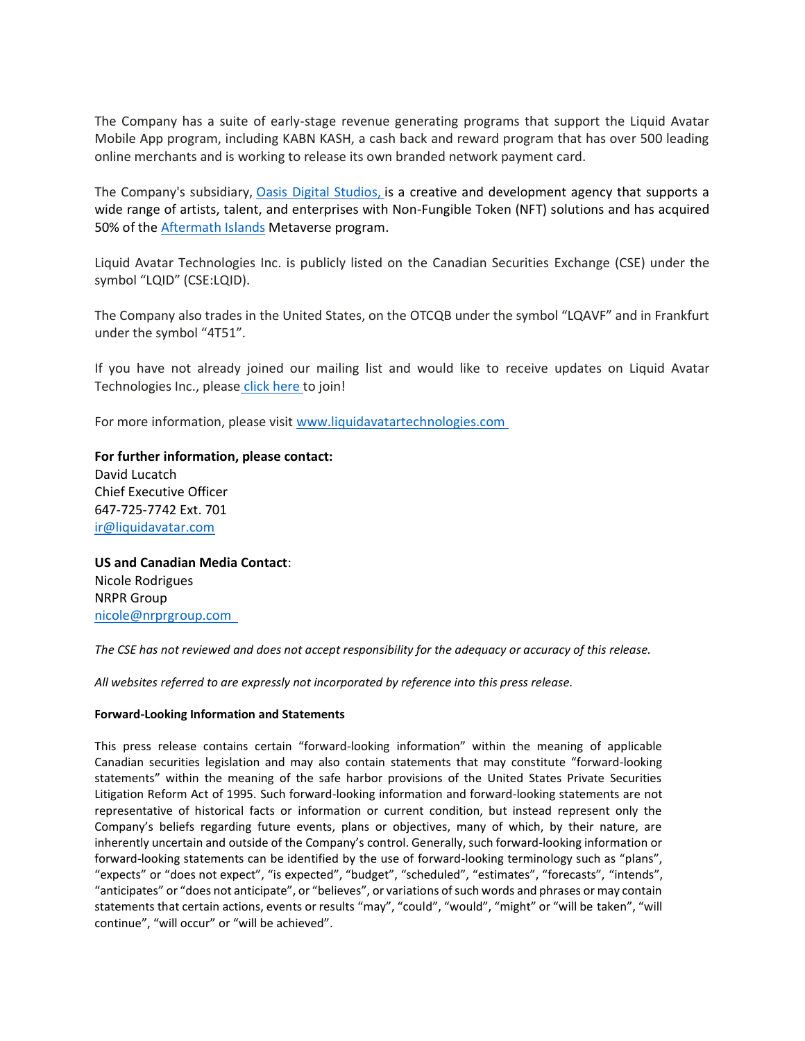The Company has a suite of early-stage revenue generating programs that support the Liquid Avatar Mobile App program, including KABN KASH, a cash back and reward program that has over 500 leading online merchants and is working to release its own branded network payment card.

The Company's subsidiary, [Oasis Digital Studios,](#) is a creative and development agency that supports a wide range of artists, talent, and enterprises with Non-Fungible Token (NFT) solutions and has acquired 50% of the [Aftermath Islands](#) Metaverse program.

Liquid Avatar Technologies Inc. is publicly listed on the Canadian Securities Exchange (CSE) under the symbol "LQID" (CSE:LQID).

The Company also trades in the United States, on the OTCQB under the symbol "LQAVF" and in Frankfurt under the symbol "4T51".

If you have not already joined our mailing list and would like to receive updates on Liquid Avatar Technologies Inc., please [click here](#) to join!

For more information, please visit [www.liquidavatartechnologies.com](http://www.liquidavatartechnologies.com)

**For further information, please contact:**
David Lucatch
Chief Executive Officer
647-725-7742 Ext. 701
[ir@liquidavatar.com](mailto:ir@liquidavatar.com)

**US and Canadian Media Contact**:
Nicole Rodrigues
NRPR Group
[nicole@nrprgroup.com](mailto:nicole@nrprgroup.com)

*The CSE has not reviewed and does not accept responsibility for the adequacy or accuracy of this release.*

*All websites referred to are expressly not incorporated by reference into this press release.*

#### Forward-Looking Information and Statements

This press release contains certain "forward-looking information" within the meaning of applicable Canadian securities legislation and may also contain statements that may constitute "forward-looking statements" within the meaning of the safe harbor provisions of the United States Private Securities Litigation Reform Act of 1995. Such forward-looking information and forward-looking statements are not representative of historical facts or information or current condition, but instead represent only the Company's beliefs regarding future events, plans or objectives, many of which, by their nature, are inherently uncertain and outside of the Company's control. Generally, such forward-looking information or forward-looking statements can be identified by the use of forward-looking terminology such as "plans", "expects" or "does not expect", "is expected", "budget", "scheduled", "estimates", "forecasts", "intends", "anticipates" or "does not anticipate", or "believes", or variations of such words and phrases or may contain statements that certain actions, events or results "may", "could", "would", "might" or "will be taken", "will continue", "will occur" or "will be achieved".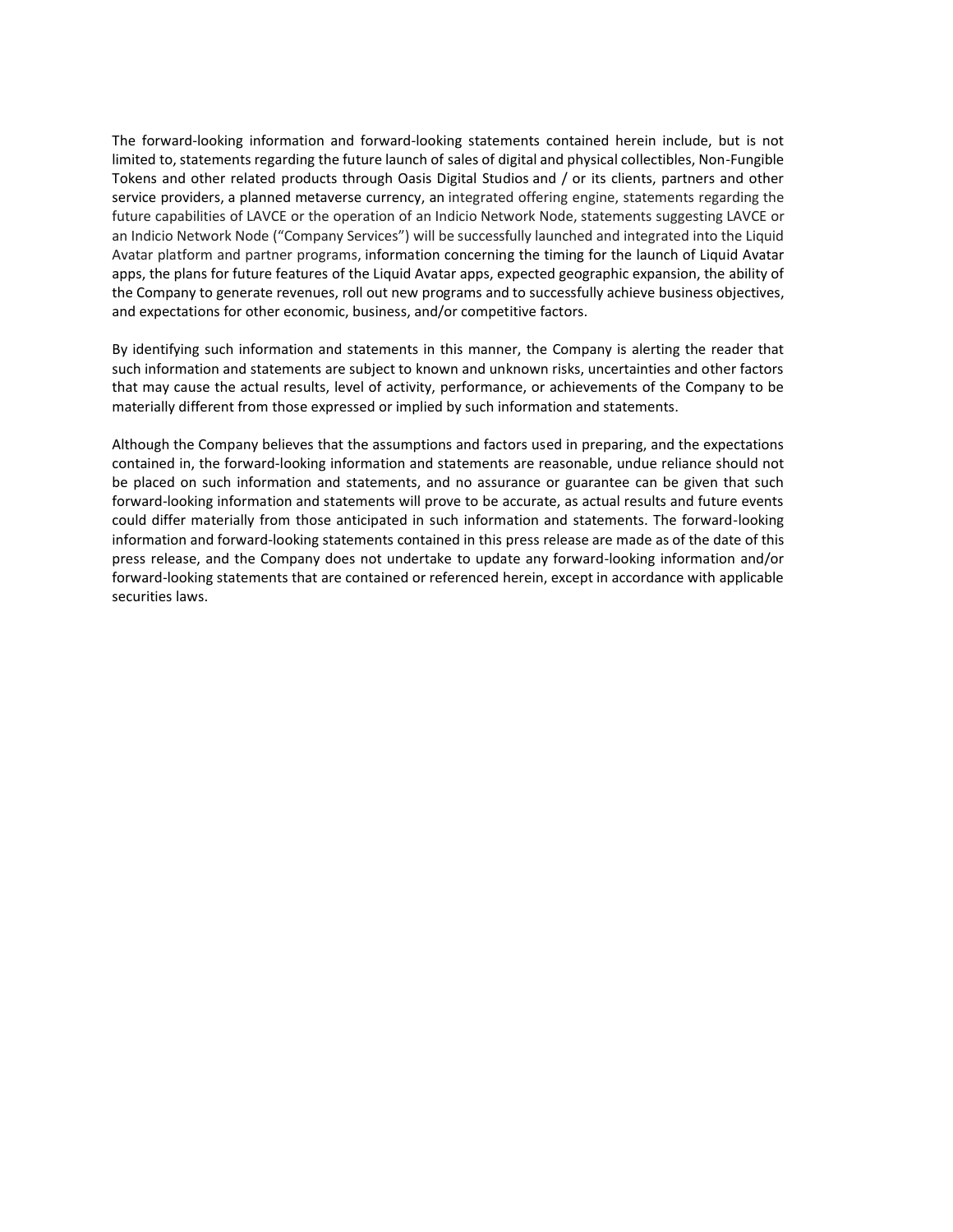The forward-looking information and forward-looking statements contained herein include, but is not limited to, statements regarding the future launch of sales of digital and physical collectibles, Non-Fungible Tokens and other related products through Oasis Digital Studios and / or its clients, partners and other service providers, a planned metaverse currency, an integrated offering engine, statements regarding the future capabilities of LAVCE or the operation of an Indicio Network Node, statements suggesting LAVCE or an Indicio Network Node ("Company Services") will be successfully launched and integrated into the Liquid Avatar platform and partner programs, information concerning the timing for the launch of Liquid Avatar apps, the plans for future features of the Liquid Avatar apps, expected geographic expansion, the ability of the Company to generate revenues, roll out new programs and to successfully achieve business objectives, and expectations for other economic, business, and/or competitive factors.

By identifying such information and statements in this manner, the Company is alerting the reader that such information and statements are subject to known and unknown risks, uncertainties and other factors that may cause the actual results, level of activity, performance, or achievements of the Company to be materially different from those expressed or implied by such information and statements.

Although the Company believes that the assumptions and factors used in preparing, and the expectations contained in, the forward-looking information and statements are reasonable, undue reliance should not be placed on such information and statements, and no assurance or guarantee can be given that such forward-looking information and statements will prove to be accurate, as actual results and future events could differ materially from those anticipated in such information and statements. The forward-looking information and forward-looking statements contained in this press release are made as of the date of this press release, and the Company does not undertake to update any forward-looking information and/or forward-looking statements that are contained or referenced herein, except in accordance with applicable securities laws.